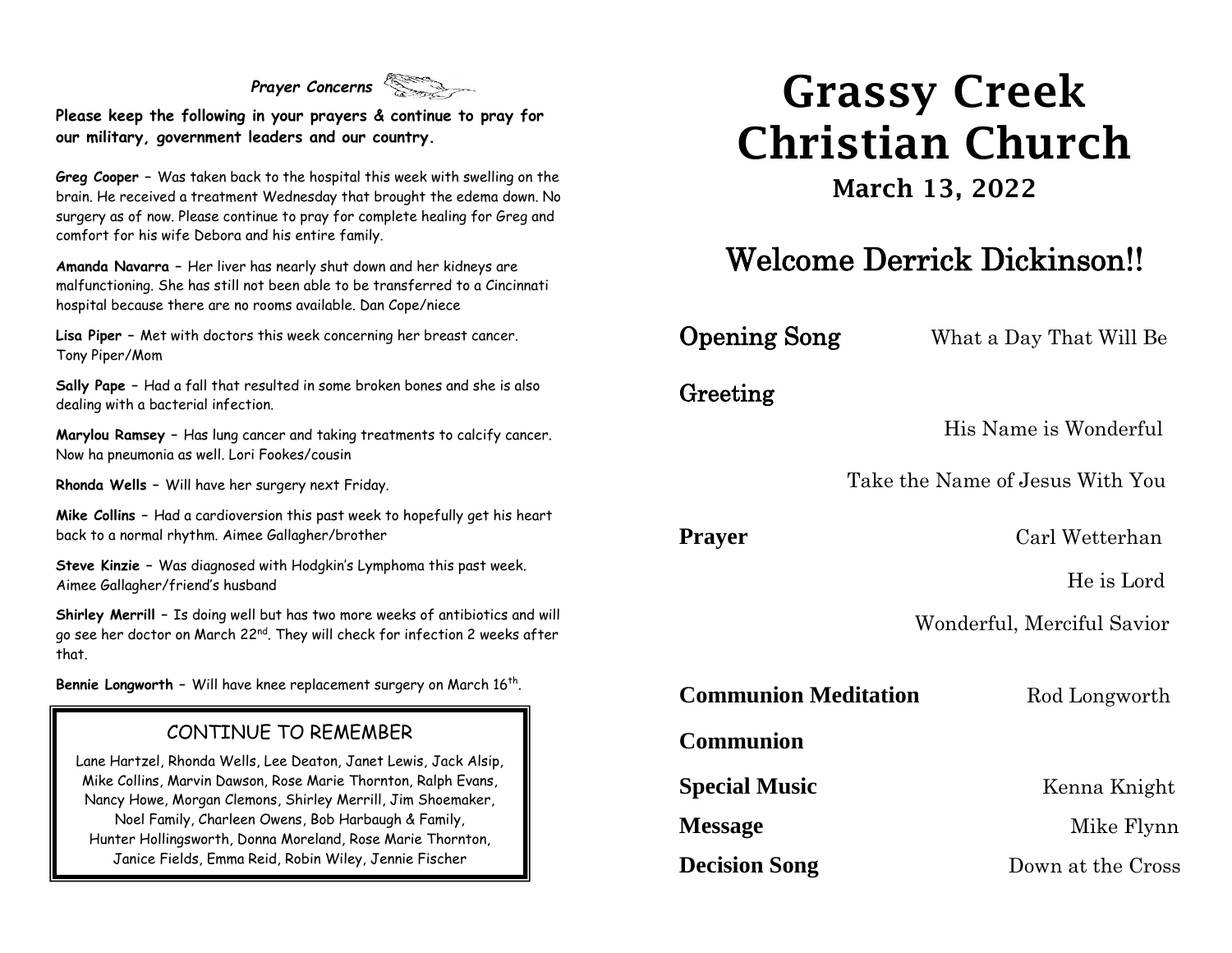## *Prayer Concerns*

**Please keep the following in your prayers & continue to pray for our military, government leaders and our country.**

**Greg Cooper** – Was taken back to the hospital this week with swelling on the brain. He received a treatment Wednesday that brought the edema down. No surgery as of now. Please continue to pray for complete healing for Greg and comfort for his wife Debora and his entire family.

**Amanda Navarra** – Her liver has nearly shut down and her kidneys are malfunctioning. She has still not been able to be transferred to a Cincinnati hospital because there are no rooms available. Dan Cope/niece

**Lisa Piper** – Met with doctors this week concerning her breast cancer. Tony Piper/Mom

**Sally Pape** – Had a fall that resulted in some broken bones and she is also dealing with a bacterial infection.

**Marylou Ramsey** – Has lung cancer and taking treatments to calcify cancer. Now ha pneumonia as well. Lori Fookes/cousin

**Rhonda Wells** – Will have her surgery next Friday.

**Mike Collins** – Had a cardioversion this past week to hopefully get his heart back to a normal rhythm. Aimee Gallagher/brother

**Steve Kinzie** – Was diagnosed with Hodgkin's Lymphoma this past week. Aimee Gallagher/friend's husband

**Shirley Merrill** – Is doing well but has two more weeks of antibiotics and will go see her doctor on March 22nd. They will check for infection 2 weeks after that.

**Bennie Longworth** – Will have knee replacement surgery on March 16th.

### CONTINUE TO REMEMBER

Lane Hartzel, Rhonda Wells, Lee Deaton, Janet Lewis, Jack Alsip, Mike Collins, Marvin Dawson, Rose Marie Thornton, Ralph Evans, Nancy Howe, Morgan Clemons, Shirley Merrill, Jim Shoemaker, Noel Family, Charleen Owens, Bob Harbaugh & Family, Hunter Hollingsworth, Donna Moreland, Rose Marie Thornton, Janice Fields, Emma Reid, Robin Wiley, Jennie Fischer

# Grassy Creek Christian Church

### March 13, 2022

## Welcome Derrick Dickinson!!

**Opening Song** — What a Day That Will Be

**Greeting**

His Name is Wonderful

Take the Name of Jesus With You

**Prayer** — Carl Wetterhan

He is Lord

Wonderful, Merciful Savior

**Communion Meditation** — Rod Longworth

**Communion**

**Special Music** — Kenna Knight

**Message** — Mike Flynn

**Decision Song** — Down at the Cross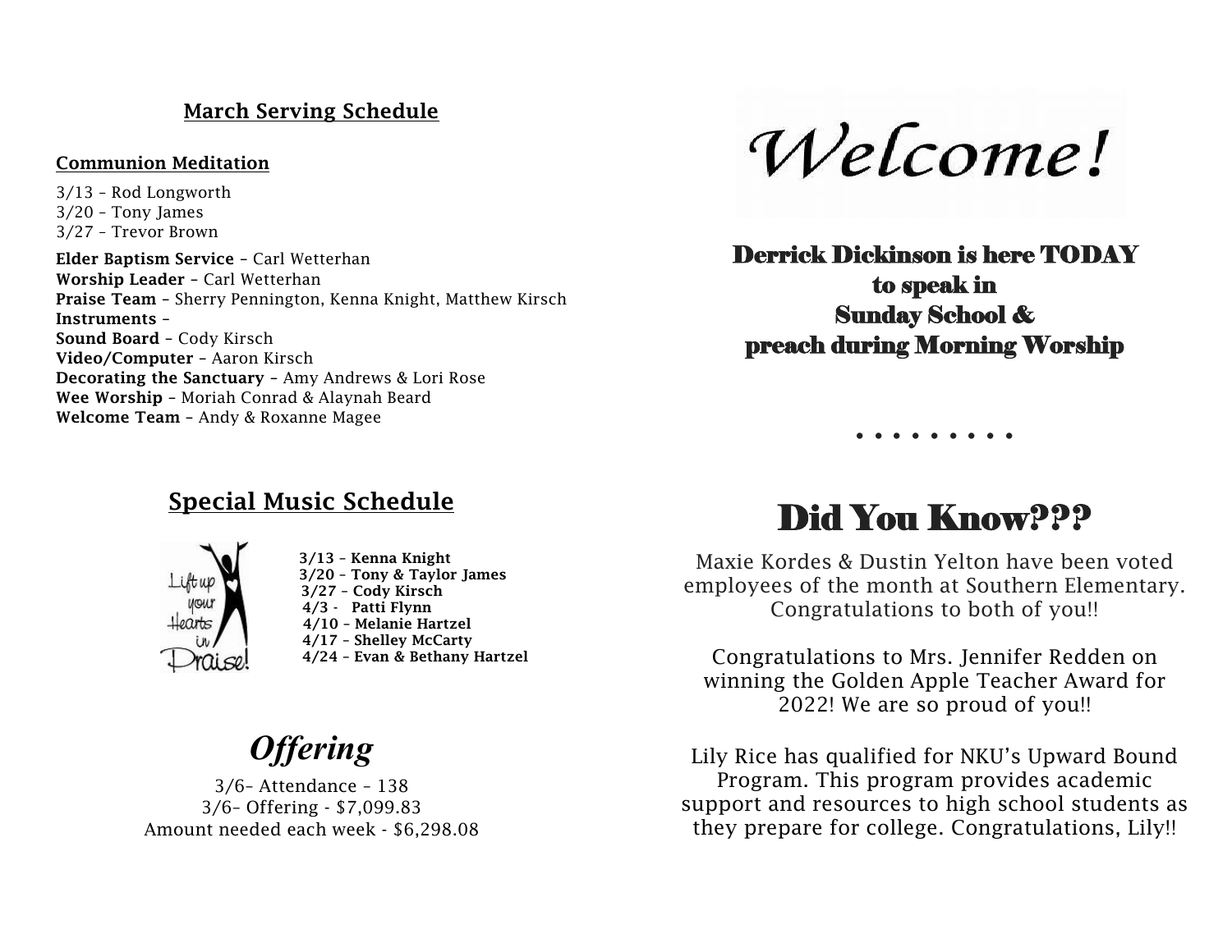## March Serving Schedule

**Communion Meditation**

3/13 – Rod Longworth
3/20 – Tony James
3/27 – Trevor Brown

**Elder Baptism Service** – Carl Wetterhan
**Worship Leader** – Carl Wetterhan
**Praise Team** – Sherry Pennington, Kenna Knight, Matthew Kirsch
**Instruments** –
**Sound Board** – Cody Kirsch
**Video/Computer** – Aaron Kirsch
**Decorating the Sanctuary** – Amy Andrews & Lori Rose
**Wee Worship** – Moriah Conrad & Alaynah Beard
**Welcome Team** – Andy & Roxanne Magee

## Special Music Schedule

**3/13 – Kenna Knight**
**3/20 – Tony & Taylor James**
**3/27 – Cody Kirsch**
**4/3 - Patti Flynn**
**4/10 – Melanie Hartzel**
**4/17 – Shelley McCarty**
**4/24 – Evan & Bethany Hartzel**

## *Offering*

3/6– Attendance – 138
3/6– Offering - $7,099.83
Amount needed each week - $6,298.08

# *Welcome!*

**Derrick Dickinson is here TODAY to speak in Sunday School & preach during Morning Worship**

. . . . . . . . . .

## Did You Know???

Maxie Kordes & Dustin Yelton have been voted employees of the month at Southern Elementary. Congratulations to both of you!!

Congratulations to Mrs. Jennifer Redden on winning the Golden Apple Teacher Award for 2022! We are so proud of you!!

Lily Rice has qualified for NKU's Upward Bound Program. This program provides academic support and resources to high school students as they prepare for college. Congratulations, Lily!!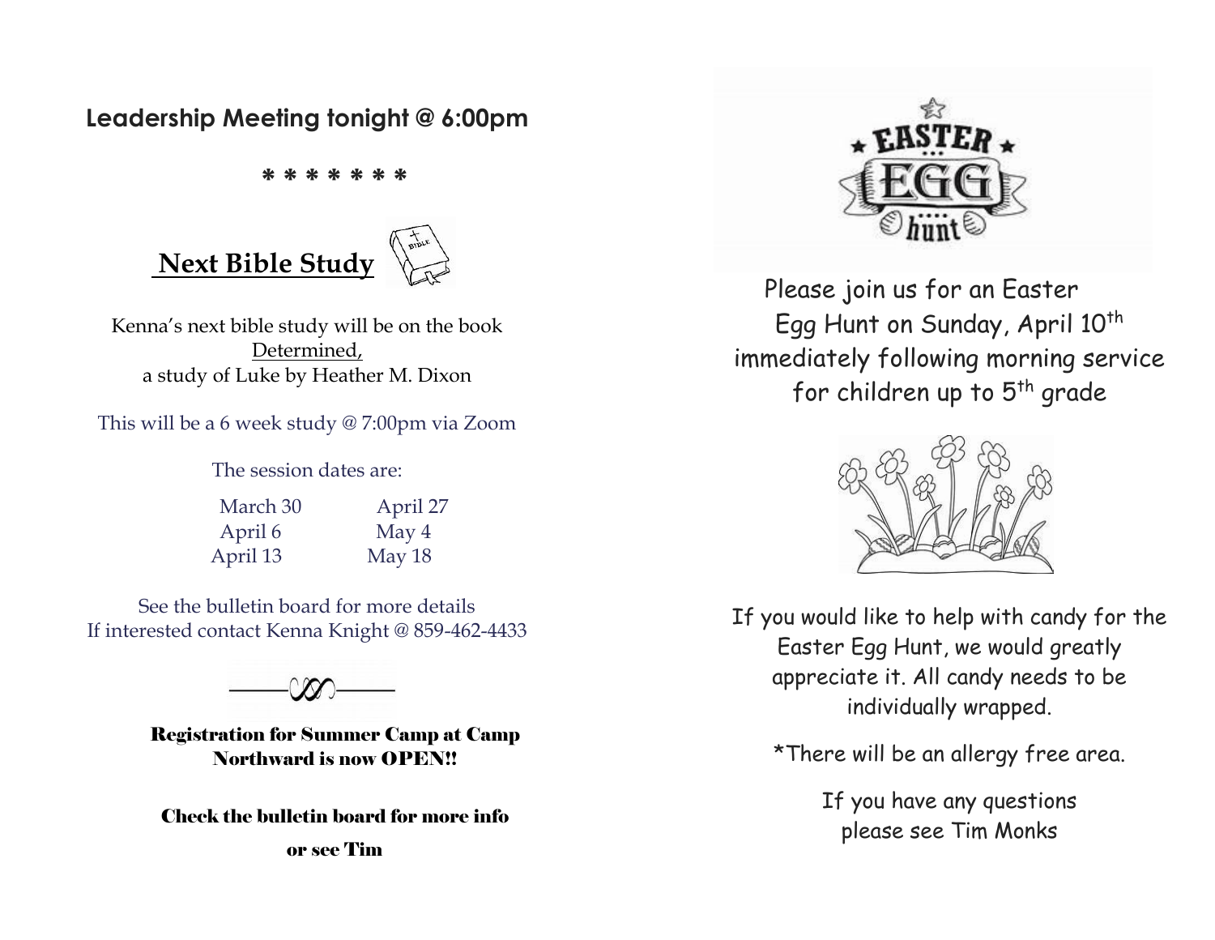**Leadership Meeting tonight @ 6:00pm**

\* \* \* \* \* \* \*

## Next Bible Study

Kenna's next bible study will be on the book
Determined,
a study of Luke by Heather M. Dixon

This will be a 6 week study @ 7:00pm via Zoom

The session dates are:

| | |
|---|---|
| March 30 | April 27 |
| April 6 | May 4 |
| April 13 | May 18 |

See the bulletin board for more details
If interested contact Kenna Knight @ 859-462-4433

**Registration for Summer Camp at Camp Northward is now OPEN!!**

**Check the bulletin board for more info or see Tim**

EASTER EGG hunt

Please join us for an Easter Egg Hunt on Sunday, April 10th immediately following morning service for children up to 5th grade

If you would like to help with candy for the Easter Egg Hunt, we would greatly appreciate it. All candy needs to be individually wrapped.

*There will be an allergy free area.

If you have any questions please see Tim Monks